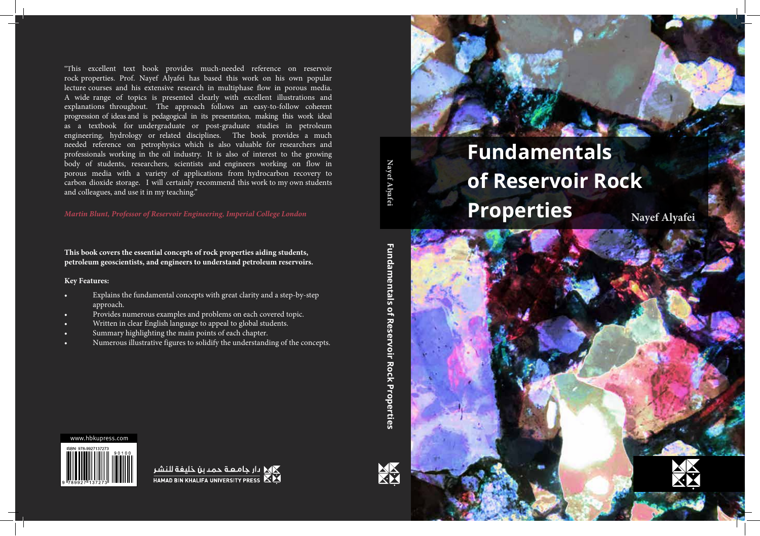# Fundamentals of Reservoir Rock Properties

**Nayef Alyafei**

"This excellent text book provides much-needed reference on reservoir rock properties. Prof. Nayef Alyafei has based this work on his own popular lecture courses and his extensive research in multiphase flow in porous media. A wide range of topics is presented clearly with excellent illustrations and explanations throughout. The approach follows an easy-to-follow coherent progression of ideas and is pedagogical in its presentation, making this work ideal as a textbook for undergraduate or post-graduate studies in petroleum engineering, hydrology or related disciplines. The book provides a much needed reference on petrophysics which is also valuable for researchers and professionals working in the oil industry. It is also of interest to the growing body of students, researchers, scientists and engineers working on flow in porous media with a variety of applications from hydrocarbon recovery to carbon dioxide storage. I will certainly recommend this work to my own students and colleagues, and use it in my teaching."

*Martin Blunt, Professor of Reservoir Engineering, Imperial College London*

**This book covers the essential concepts of rock properties aiding students, petroleum geoscientists, and engineers to understand petroleum reservoirs.**

**Key Features:**

- Explains the fundamental concepts with great clarity and a step-by-step approach.
- Provides numerous examples and problems on each covered topic.
- Written in clear English language to appeal to global students.
- Summary highlighting the main points of each chapter.
- Numerous illustrative figures to solidify the understanding of the concepts.

www.hbkupress.com

ISBN: 978-9927137273

دار جامعة حمد بن خليفة للنشر
HAMAD BIN KHALIFA UNIVERSITY PRESS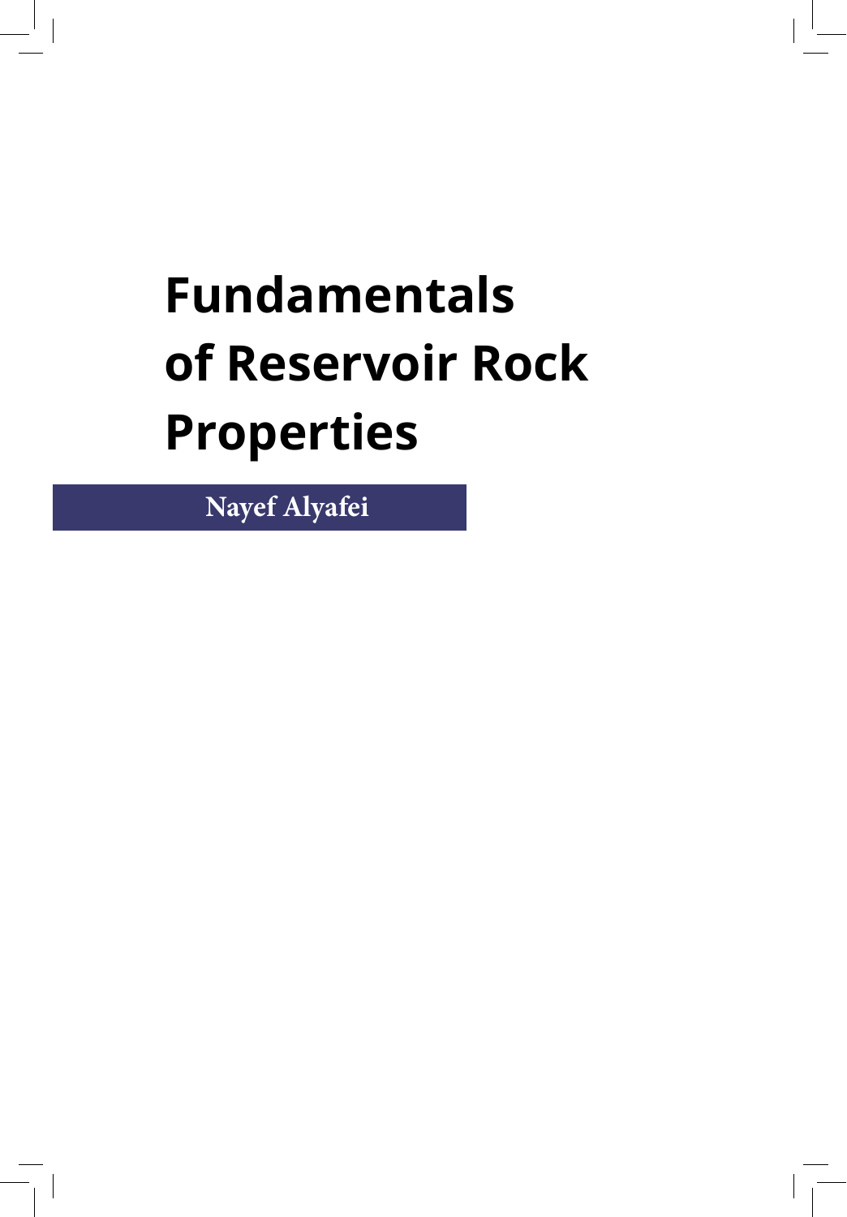# Fundamentals of Reservoir Rock Properties

Nayef Alyafei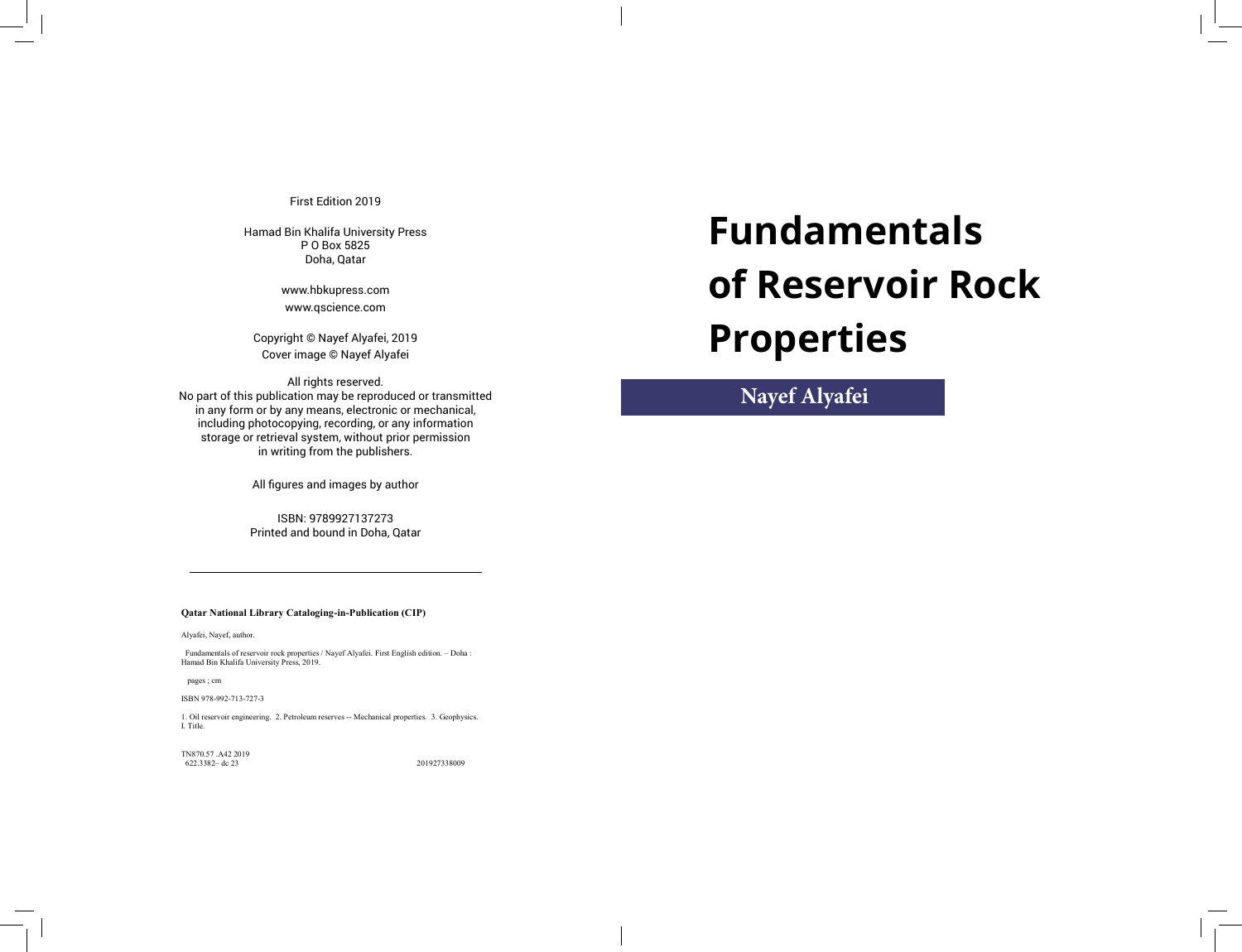First Edition 2019

Hamad Bin Khalifa University Press
P O Box 5825
Doha, Qatar

www.hbkupress.com
www.qscience.com

Copyright © Nayef Alyafei, 2019
Cover image © Nayef Alyafei

All rights reserved.
No part of this publication may be reproduced or transmitted in any form or by any means, electronic or mechanical, including photocopying, recording, or any information storage or retrieval system, without prior permission in writing from the publishers.

All figures and images by author

ISBN: 9789927137273
Printed and bound in Doha, Qatar

---

**Qatar National Library Cataloging-in-Publication (CIP)**

Alyafei, Nayef, author.

Fundamentals of reservoir rock properties / Nayef Alyafei. First English edition. – Doha : Hamad Bin Khalifa University Press, 2019.

pages ; cm

ISBN 978-992-713-727-3

1. Oil reservoir engineering. 2. Petroleum reserves -- Mechanical properties. 3. Geophysics.
I. Title.

TN870.57 .A42 2019
622.3382– dc 23 201927338009

# Fundamentals of Reservoir Rock Properties

## Nayef Alyafei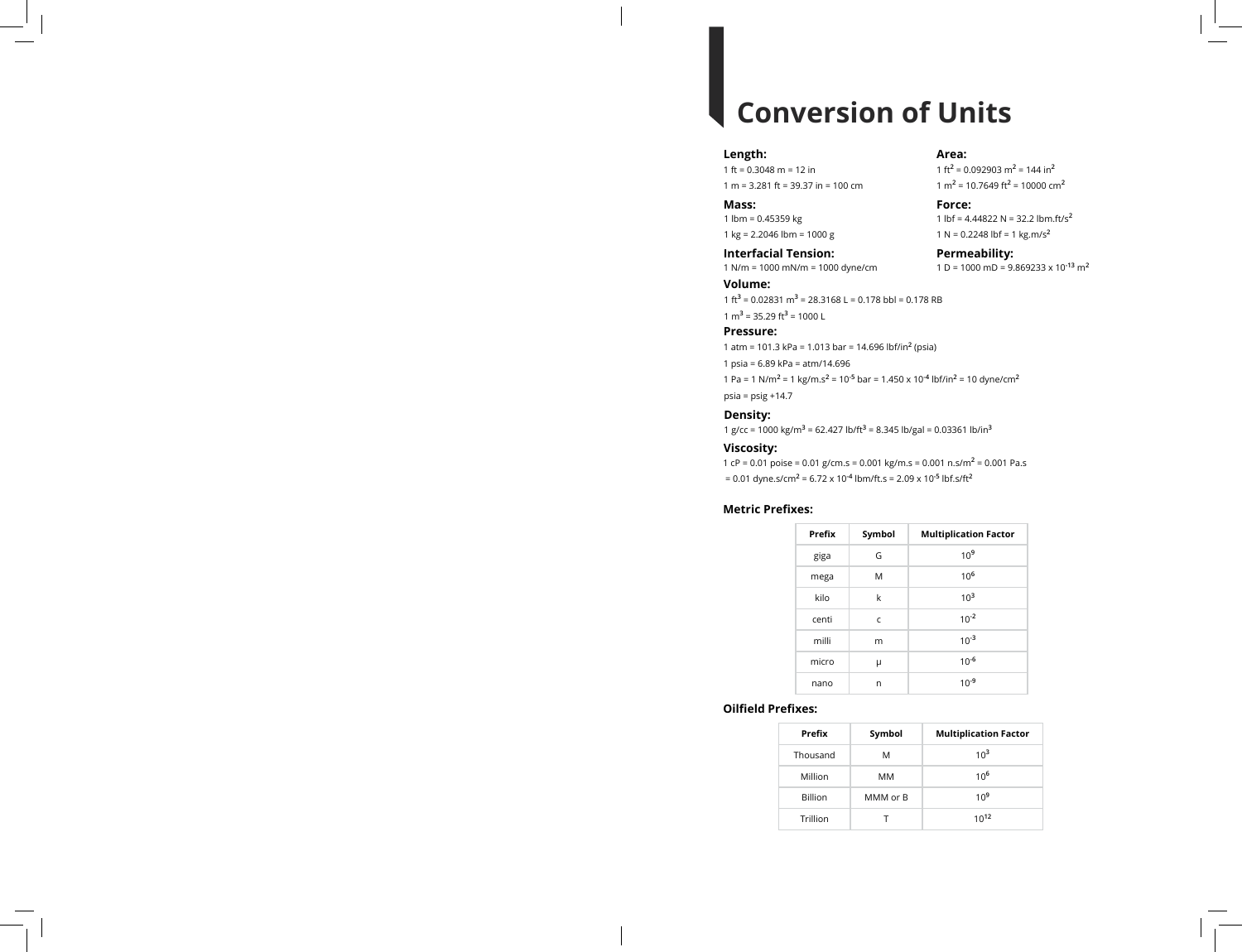# Conversion of Units

**Length:**

1 ft = 0.3048 m = 12 in

1 m = 3.281 ft = 39.37 in = 100 cm

**Area:**

1 $ft^2$ = 0.092903 $m^2$ = 144 $in^2$

1 $m^2$ = 10.7649 $ft^2$ = 10000 $cm^2$

**Mass:**

1 lbm = 0.45359 kg

1 kg = 2.2046 lbm = 1000 g

**Force:**

1 lbf = 4.44822 N = 32.2 lbm.ft/$s^2$

1 N = 0.2248 lbf = 1 kg.m/$s^2$

**Interfacial Tension:**

1 N/m = 1000 mN/m = 1000 dyne/cm

**Permeability:**

1 D = 1000 mD = 9.869233 x $10^{-13}$ $m^2$

**Volume:**

1 $ft^3$ = 0.02831 $m^3$ = 28.3168 L = 0.178 bbl = 0.178 RB

1 $m^3$ = 35.29 $ft^3$ = 1000 L

**Pressure:**

1 atm = 101.3 kPa = 1.013 bar = 14.696 lbf/$in^2$ (psia)

1 psia = 6.89 kPa = atm/14.696

1 Pa = 1 N/$m^2$ = 1 kg/m.$s^2$ = $10^{-5}$ bar = 1.450 x $10^{-4}$ lbf/$in^2$ = 10 dyne/$cm^2$

psia = psig +14.7

**Density:**

1 g/cc = 1000 kg/$m^3$ = 62.427 lb/$ft^3$ = 8.345 lb/gal = 0.03361 lb/$in^3$

**Viscosity:**

1 cP = 0.01 poise = 0.01 g/cm.s = 0.001 kg/m.s = 0.001 n.s/$m^2$ = 0.001 Pa.s
= 0.01 dyne.s/$cm^2$ = 6.72 x $10^{-4}$ lbm/ft.s = 2.09 x $10^{-5}$ lbf.s/$ft^2$

**Metric Prefixes:**

| Prefix | Symbol | Multiplication Factor |
|---|---|---|
| giga | G | $10^9$ |
| mega | M | $10^6$ |
| kilo | k | $10^3$ |
| centi | c | $10^{-2}$ |
| milli | m | $10^{-3}$ |
| micro | μ | $10^{-6}$ |
| nano | n | $10^{-9}$ |

**Oilfield Prefixes:**

| Prefix | Symbol | Multiplication Factor |
|---|---|---|
| Thousand | M | $10^3$ |
| Million | MM | $10^6$ |
| Billion | MMM or B | $10^9$ |
| Trillion | T | $10^{12}$ |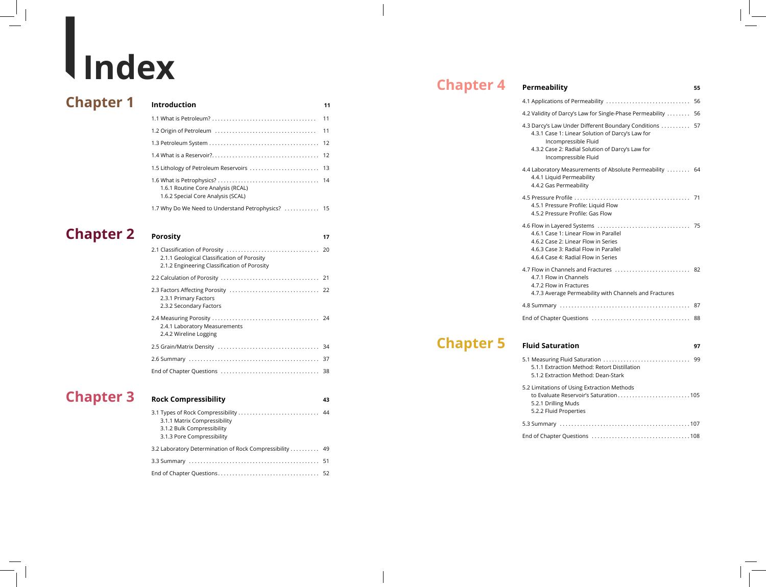# Index

## Chapter 1

**Introduction** — 11

- 1.1 What is Petroleum? .... 11
- 1.2 Origin of Petroleum .... 11
- 1.3 Petroleum System .... 12
- 1.4 What is a Reservoir? .... 12
- 1.5 Lithology of Petroleum Reservoirs .... 13
- 1.6 What is Petrophysics? .... 14
  - 1.6.1 Routine Core Analysis (RCAL)
  - 1.6.2 Special Core Analysis (SCAL)
- 1.7 Why Do We Need to Understand Petrophysics? .... 15

## Chapter 2

**Porosity** — 17

- 2.1 Classification of Porosity .... 20
  - 2.1.1 Geological Classification of Porosity
  - 2.1.2 Engineering Classification of Porosity
- 2.2 Calculation of Porosity .... 21
- 2.3 Factors Affecting Porosity .... 22
  - 2.3.1 Primary Factors
  - 2.3.2 Secondary Factors
- 2.4 Measuring Porosity .... 24
  - 2.4.1 Laboratory Measurements
  - 2.4.2 Wireline Logging
- 2.5 Grain/Matrix Density .... 34
- 2.6 Summary .... 37
- End of Chapter Questions .... 38

## Chapter 3

**Rock Compressibility** — 43

- 3.1 Types of Rock Compressibility .... 44
  - 3.1.1 Matrix Compressibility
  - 3.1.2 Bulk Compressibility
  - 3.1.3 Pore Compressibility
- 3.2 Laboratory Determination of Rock Compressibility .... 49
- 3.3 Summary .... 51
- End of Chapter Questions .... 52

## Chapter 4

**Permeability** — 55

- 4.1 Applications of Permeability .... 56
- 4.2 Validity of Darcy's Law for Single-Phase Permeability .... 56
- 4.3 Darcy's Law Under Different Boundary Conditions .... 57
  - 4.3.1 Case 1: Linear Solution of Darcy's Law for Incompressible Fluid
  - 4.3.2 Case 2: Radial Solution of Darcy's Law for Incompressible Fluid
- 4.4 Laboratory Measurements of Absolute Permeability .... 64
  - 4.4.1 Liquid Permeability
  - 4.4.2 Gas Permeability
- 4.5 Pressure Profile .... 71
  - 4.5.1 Pressure Profile: Liquid Flow
  - 4.5.2 Pressure Profile: Gas Flow
- 4.6 Flow in Layered Systems .... 75
  - 4.6.1 Case 1: Linear Flow in Parallel
  - 4.6.2 Case 2: Linear Flow in Series
  - 4.6.3 Case 3: Radial Flow in Parallel
  - 4.6.4 Case 4: Radial Flow in Series
- 4.7 Flow in Channels and Fractures .... 82
  - 4.7.1 Flow in Channels
  - 4.7.2 Flow in Fractures
  - 4.7.3 Average Permeability with Channels and Fractures
- 4.8 Summary .... 87
- End of Chapter Questions .... 88

## Chapter 5

**Fluid Saturation** — 97

- 5.1 Measuring Fluid Saturation .... 99
  - 5.1.1 Extraction Method: Retort Distillation
  - 5.1.2 Extraction Method: Dean-Stark
- 5.2 Limitations of Using Extraction Methods to Evaluate Reservoir's Saturation .... 105
  - 5.2.1 Drilling Muds
  - 5.2.2 Fluid Properties
- 5.3 Summary .... 107
- End of Chapter Questions .... 108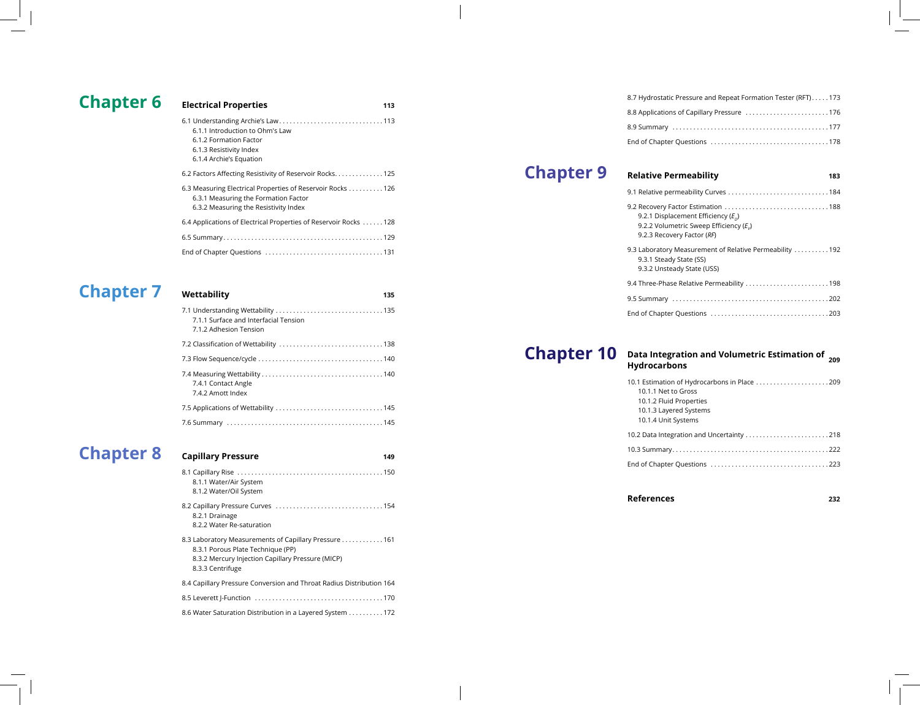## Chapter 6

**Electrical Properties** 113

6.1 Understanding Archie's Law . . . . . 113
- 6.1.1 Introduction to Ohm's Law
- 6.1.2 Formation Factor
- 6.1.3 Resistivity Index
- 6.1.4 Archie's Equation

6.2 Factors Affecting Resistivity of Reservoir Rocks . . . . . 125

6.3 Measuring Electrical Properties of Reservoir Rocks . . . . . 126
- 6.3.1 Measuring the Formation Factor
- 6.3.2 Measuring the Resistivity Index

6.4 Applications of Electrical Properties of Reservoir Rocks . . . . . 128

6.5 Summary . . . . . 129

End of Chapter Questions . . . . . 131

## Chapter 7

**Wettability** 135

7.1 Understanding Wettability . . . . . 135
- 7.1.1 Surface and Interfacial Tension
- 7.1.2 Adhesion Tension

7.2 Classification of Wettability . . . . . 138

7.3 Flow Sequence/cycle . . . . . 140

7.4 Measuring Wettability . . . . . 140
- 7.4.1 Contact Angle
- 7.4.2 Amott Index

7.5 Applications of Wettability . . . . . 145

7.6 Summary . . . . . 145

## Chapter 8

**Capillary Pressure** 149

8.1 Capillary Rise . . . . . 150
- 8.1.1 Water/Air System
- 8.1.2 Water/Oil System

8.2 Capillary Pressure Curves . . . . . 154
- 8.2.1 Drainage
- 8.2.2 Water Re-saturation

8.3 Laboratory Measurements of Capillary Pressure . . . . . 161
- 8.3.1 Porous Plate Technique (PP)
- 8.3.2 Mercury Injection Capillary Pressure (MICP)
- 8.3.3 Centrifuge

8.4 Capillary Pressure Conversion and Throat Radius Distribution 164

8.5 Leverett J-Function . . . . . 170

8.6 Water Saturation Distribution in a Layered System . . . . . 172

8.7 Hydrostatic Pressure and Repeat Formation Tester (RFT) . . . . . 173

8.8 Applications of Capillary Pressure . . . . . 176

8.9 Summary . . . . . 177

End of Chapter Questions . . . . . 178

## Chapter 9

**Relative Permeability** 183

9.1 Relative permeability Curves . . . . . 184

9.2 Recovery Factor Estimation . . . . . 188
- 9.2.1 Displacement Efficiency ($E_D$)
- 9.2.2 Volumetric Sweep Efficiency ($E_V$)
- 9.2.3 Recovery Factor (*RF*)

9.3 Laboratory Measurement of Relative Permeability . . . . . 192
- 9.3.1 Steady State (SS)
- 9.3.2 Unsteady State (USS)

9.4 Three-Phase Relative Permeability . . . . . 198

9.5 Summary . . . . . 202

End of Chapter Questions . . . . . 203

## Chapter 10

**Data Integration and Volumetric Estimation of Hydrocarbons** 209

10.1 Estimation of Hydrocarbons in Place . . . . . 209
- 10.1.1 Net to Gross
- 10.1.2 Fluid Properties
- 10.1.3 Layered Systems
- 10.1.4 Unit Systems

10.2 Data Integration and Uncertainty . . . . . 218

10.3 Summary . . . . . 222

End of Chapter Questions . . . . . 223

**References** 232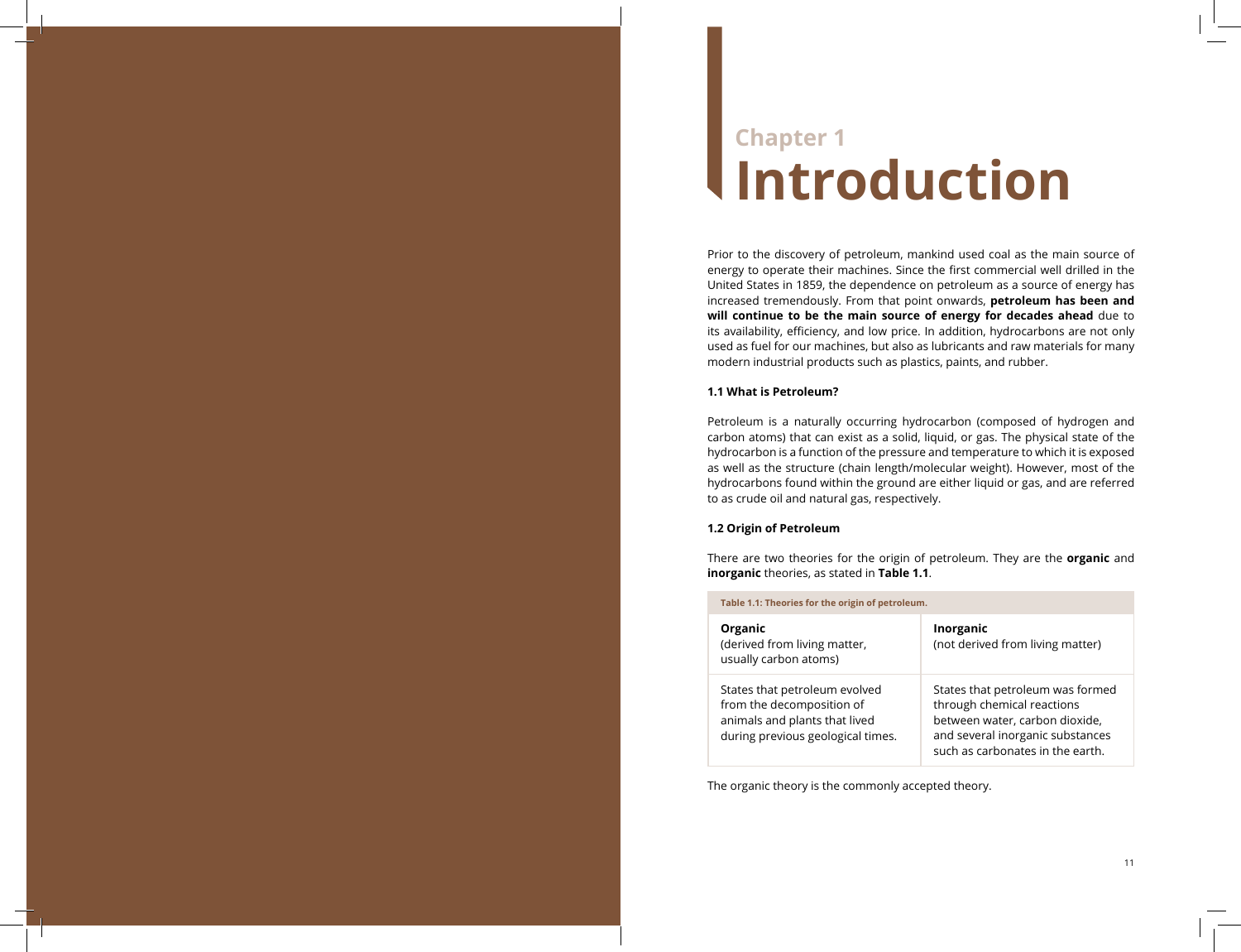Chapter 1

# Introduction

Prior to the discovery of petroleum, mankind used coal as the main source of energy to operate their machines. Since the first commercial well drilled in the United States in 1859, the dependence on petroleum as a source of energy has increased tremendously. From that point onwards, **petroleum has been and will continue to be the main source of energy for decades ahead** due to its availability, efficiency, and low price. In addition, hydrocarbons are not only used as fuel for our machines, but also as lubricants and raw materials for many modern industrial products such as plastics, paints, and rubber.

## 1.1 What is Petroleum?

Petroleum is a naturally occurring hydrocarbon (composed of hydrogen and carbon atoms) that can exist as a solid, liquid, or gas. The physical state of the hydrocarbon is a function of the pressure and temperature to which it is exposed as well as the structure (chain length/molecular weight). However, most of the hydrocarbons found within the ground are either liquid or gas, and are referred to as crude oil and natural gas, respectively.

## 1.2 Origin of Petroleum

There are two theories for the origin of petroleum. They are the **organic** and **inorganic** theories, as stated in **Table 1.1**.

**Table 1.1: Theories for the origin of petroleum.**

| **Organic** (derived from living matter, usually carbon atoms) | **Inorganic** (not derived from living matter) |
|---|---|
| States that petroleum evolved from the decomposition of animals and plants that lived during previous geological times. | States that petroleum was formed through chemical reactions between water, carbon dioxide, and several inorganic substances such as carbonates in the earth. |

The organic theory is the commonly accepted theory.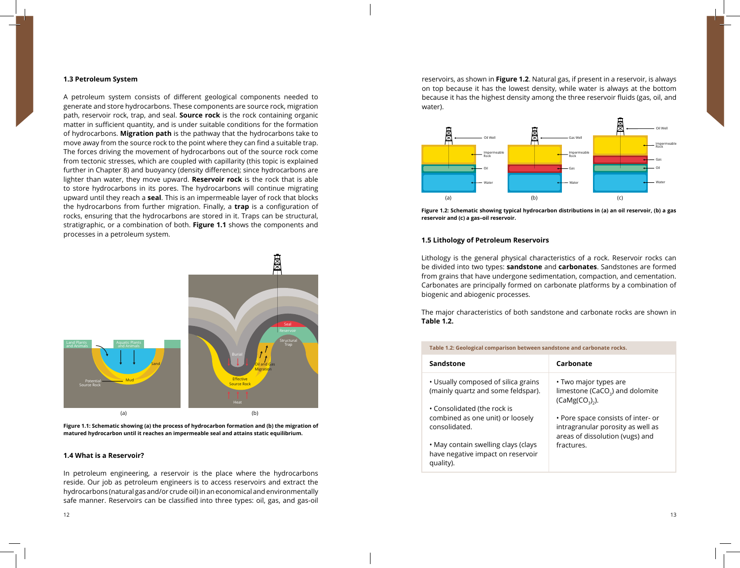### 1.3 Petroleum System

A petroleum system consists of different geological components needed to generate and store hydrocarbons. These components are source rock, migration path, reservoir rock, trap, and seal. **Source rock** is the rock containing organic matter in sufficient quantity, and is under suitable conditions for the formation of hydrocarbons. **Migration path** is the pathway that the hydrocarbons take to move away from the source rock to the point where they can find a suitable trap. The forces driving the movement of hydrocarbons out of the source rock come from tectonic stresses, which are coupled with capillarity (this topic is explained further in Chapter 8) and buoyancy (density difference); since hydrocarbons are lighter than water, they move upward. **Reservoir rock** is the rock that is able to store hydrocarbons in its pores. The hydrocarbons will continue migrating upward until they reach a **seal**. This is an impermeable layer of rock that blocks the hydrocarbons from further migration. Finally, a **trap** is a configuration of rocks, ensuring that the hydrocarbons are stored in it. Traps can be structural, stratigraphic, or a combination of both. **Figure 1.1** shows the components and processes in a petroleum system.

**Figure 1.1: Schematic showing (a) the process of hydrocarbon formation and (b) the migration of matured hydrocarbon until it reaches an impermeable seal and attains static equilibrium.**

### 1.4 What is a Reservoir?

In petroleum engineering, a reservoir is the place where the hydrocarbons reside. Our job as petroleum engineers is to access reservoirs and extract the hydrocarbons (natural gas and/or crude oil) in an economical and environmentally safe manner. Reservoirs can be classified into three types: oil, gas, and gas-oil reservoirs, as shown in **Figure 1.2**. Natural gas, if present in a reservoir, is always on top because it has the lowest density, while water is always at the bottom because it has the highest density among the three reservoir fluids (gas, oil, and water).

**Figure 1.2: Schematic showing typical hydrocarbon distributions in (a) an oil reservoir, (b) a gas reservoir and (c) a gas–oil reservoir.**

### 1.5 Lithology of Petroleum Reservoirs

Lithology is the general physical characteristics of a rock. Reservoir rocks can be divided into two types: **sandstone** and **carbonates**. Sandstones are formed from grains that have undergone sedimentation, compaction, and cementation. Carbonates are principally formed on carbonate platforms by a combination of biogenic and abiogenic processes.

The major characteristics of both sandstone and carbonate rocks are shown in **Table 1.2.**

**Table 1.2: Geological comparison between sandstone and carbonate rocks.**

| Sandstone | Carbonate |
|---|---|
| • Usually composed of silica grains (mainly quartz and some feldspar).<br><br>• Consolidated (the rock is combined as one unit) or loosely consolidated.<br><br>• May contain swelling clays (clays have negative impact on reservoir quality). | • Two major types are limestone ($CaCO_3$) and dolomite ($CaMg(CO_3)_2$).<br><br>• Pore space consists of inter- or intragranular porosity as well as areas of dissolution (vugs) and fractures. |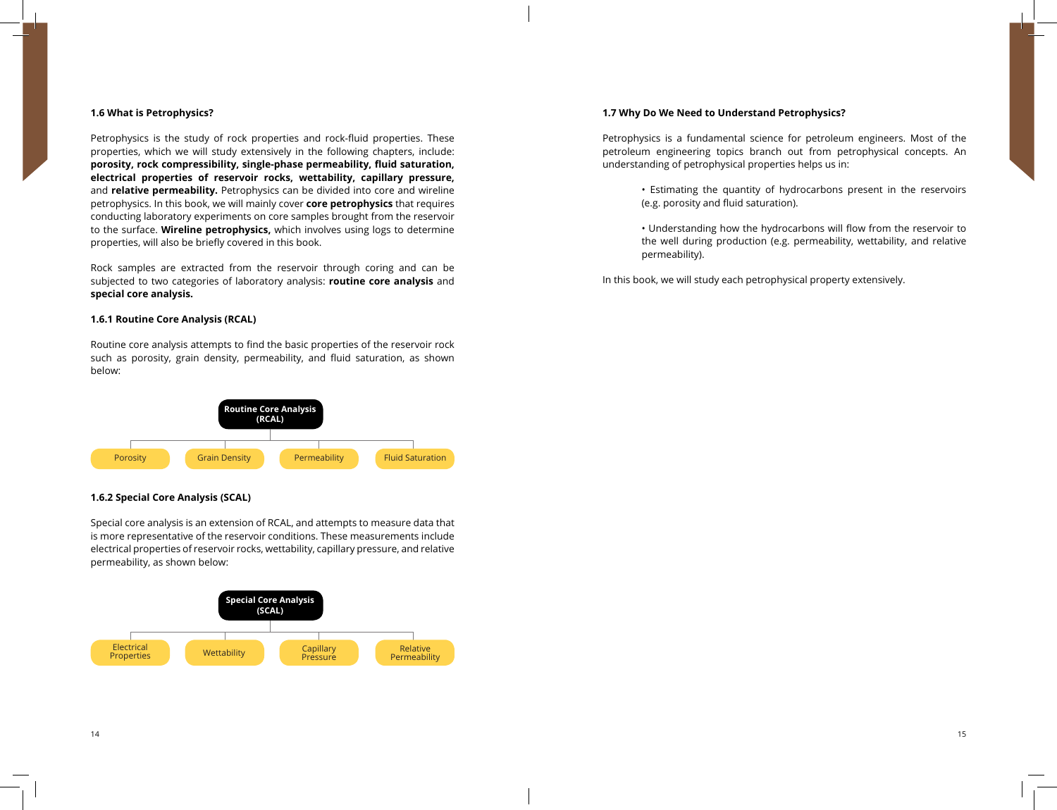### 1.6 What is Petrophysics?

Petrophysics is the study of rock properties and rock-fluid properties. These properties, which we will study extensively in the following chapters, include: **porosity, rock compressibility, single-phase permeability, fluid saturation, electrical properties of reservoir rocks, wettability, capillary pressure,** and **relative permeability.** Petrophysics can be divided into core and wireline petrophysics. In this book, we will mainly cover **core petrophysics** that requires conducting laboratory experiments on core samples brought from the reservoir to the surface. **Wireline petrophysics,** which involves using logs to determine properties, will also be briefly covered in this book.

Rock samples are extracted from the reservoir through coring and can be subjected to two categories of laboratory analysis: **routine core analysis** and **special core analysis.**

#### 1.6.1 Routine Core Analysis (RCAL)

Routine core analysis attempts to find the basic properties of the reservoir rock such as porosity, grain density, permeability, and fluid saturation, as shown below:

**Routine Core Analysis (RCAL)**

- Porosity
- Grain Density
- Permeability
- Fluid Saturation

#### 1.6.2 Special Core Analysis (SCAL)

Special core analysis is an extension of RCAL, and attempts to measure data that is more representative of the reservoir conditions. These measurements include electrical properties of reservoir rocks, wettability, capillary pressure, and relative permeability, as shown below:

**Special Core Analysis (SCAL)**

- Electrical Properties
- Wettability
- Capillary Pressure
- Relative Permeability

### 1.7 Why Do We Need to Understand Petrophysics?

Petrophysics is a fundamental science for petroleum engineers. Most of the petroleum engineering topics branch out from petrophysical concepts. An understanding of petrophysical properties helps us in:

- Estimating the quantity of hydrocarbons present in the reservoirs (e.g. porosity and fluid saturation).

- Understanding how the hydrocarbons will flow from the reservoir to the well during production (e.g. permeability, wettability, and relative permeability).

In this book, we will study each petrophysical property extensively.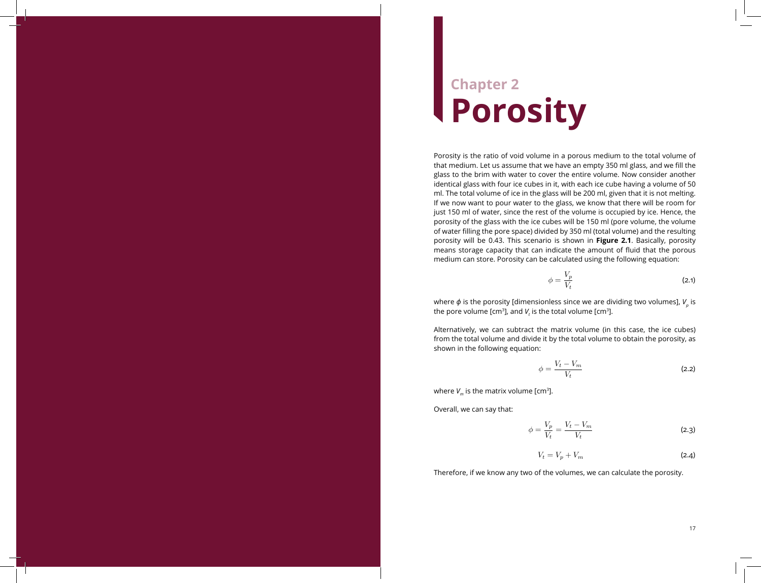Chapter 2

# Porosity

Porosity is the ratio of void volume in a porous medium to the total volume of that medium. Let us assume that we have an empty 350 ml glass, and we fill the glass to the brim with water to cover the entire volume. Now consider another identical glass with four ice cubes in it, with each ice cube having a volume of 50 ml. The total volume of ice in the glass will be 200 ml, given that it is not melting. If we now want to pour water to the glass, we know that there will be room for just 150 ml of water, since the rest of the volume is occupied by ice. Hence, the porosity of the glass with the ice cubes will be 150 ml (pore volume, the volume of water filling the pore space) divided by 350 ml (total volume) and the resulting porosity will be 0.43. This scenario is shown in **Figure 2.1**. Basically, porosity means storage capacity that can indicate the amount of fluid that the porous medium can store. Porosity can be calculated using the following equation:

$$\phi = \frac{V_p}{V_t} \tag{2.1}$$

where $\phi$ is the porosity [dimensionless since we are dividing two volumes], $V_p$ is the pore volume [$cm^3$], and $V_t$ is the total volume [$cm^3$].

Alternatively, we can subtract the matrix volume (in this case, the ice cubes) from the total volume and divide it by the total volume to obtain the porosity, as shown in the following equation:

$$\phi = \frac{V_t - V_m}{V_t} \tag{2.2}$$

where $V_m$ is the matrix volume [$cm^3$].

Overall, we can say that:

$$\phi = \frac{V_p}{V_t} = \frac{V_t - V_m}{V_t} \tag{2.3}$$

$$V_t = V_p + V_m \tag{2.4}$$

Therefore, if we know any two of the volumes, we can calculate the porosity.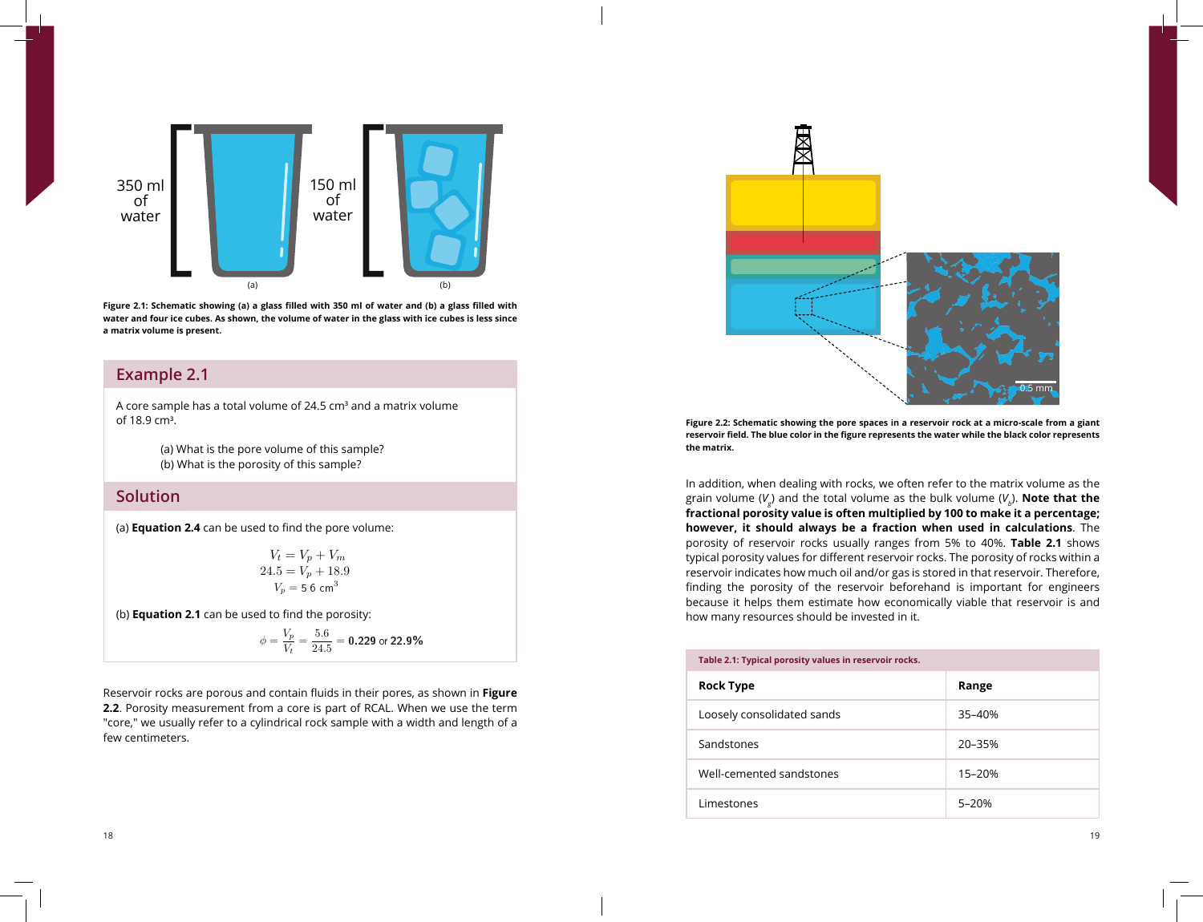350 ml of water

150 ml of water

(a)

(b)

**Figure 2.1: Schematic showing (a) a glass filled with 350 ml of water and (b) a glass filled with water and four ice cubes. As shown, the volume of water in the glass with ice cubes is less since a matrix volume is present.**

## Example 2.1

A core sample has a total volume of 24.5 cm³ and a matrix volume of 18.9 cm³.

(a) What is the pore volume of this sample?
(b) What is the porosity of this sample?

## Solution

(a) **Equation 2.4** can be used to find the pore volume:

$$V_t = V_p + V_m$$
$$24.5 = V_p + 18.9$$
$$V_p = 5.6 \text{ cm}^3$$

(b) **Equation 2.1** can be used to find the porosity:

$$\phi = \frac{V_p}{V_t} = \frac{5.6}{24.5} = \mathbf{0.229} \text{ or } \mathbf{22.9\%}$$

Reservoir rocks are porous and contain fluids in their pores, as shown in **Figure 2.2**. Porosity measurement from a core is part of RCAL. When we use the term "core," we usually refer to a cylindrical rock sample with a width and length of a few centimeters.

0.5 mm

**Figure 2.2: Schematic showing the pore spaces in a reservoir rock at a micro-scale from a giant reservoir field. The blue color in the figure represents the water while the black color represents the matrix.**

In addition, when dealing with rocks, we often refer to the matrix volume as the grain volume ($V_g$) and the total volume as the bulk volume ($V_b$). **Note that the fractional porosity value is often multiplied by 100 to make it a percentage; however, it should always be a fraction when used in calculations**. The porosity of reservoir rocks usually ranges from 5% to 40%. **Table 2.1** shows typical porosity values for different reservoir rocks. The porosity of rocks within a reservoir indicates how much oil and/or gas is stored in that reservoir. Therefore, finding the porosity of the reservoir beforehand is important for engineers because it helps them estimate how economically viable that reservoir is and how many resources should be invested in it.

**Table 2.1: Typical porosity values in reservoir rocks.**

| Rock Type | Range |
|---|---|
| Loosely consolidated sands | 35–40% |
| Sandstones | 20–35% |
| Well-cemented sandstones | 15–20% |
| Limestones | 5–20% |